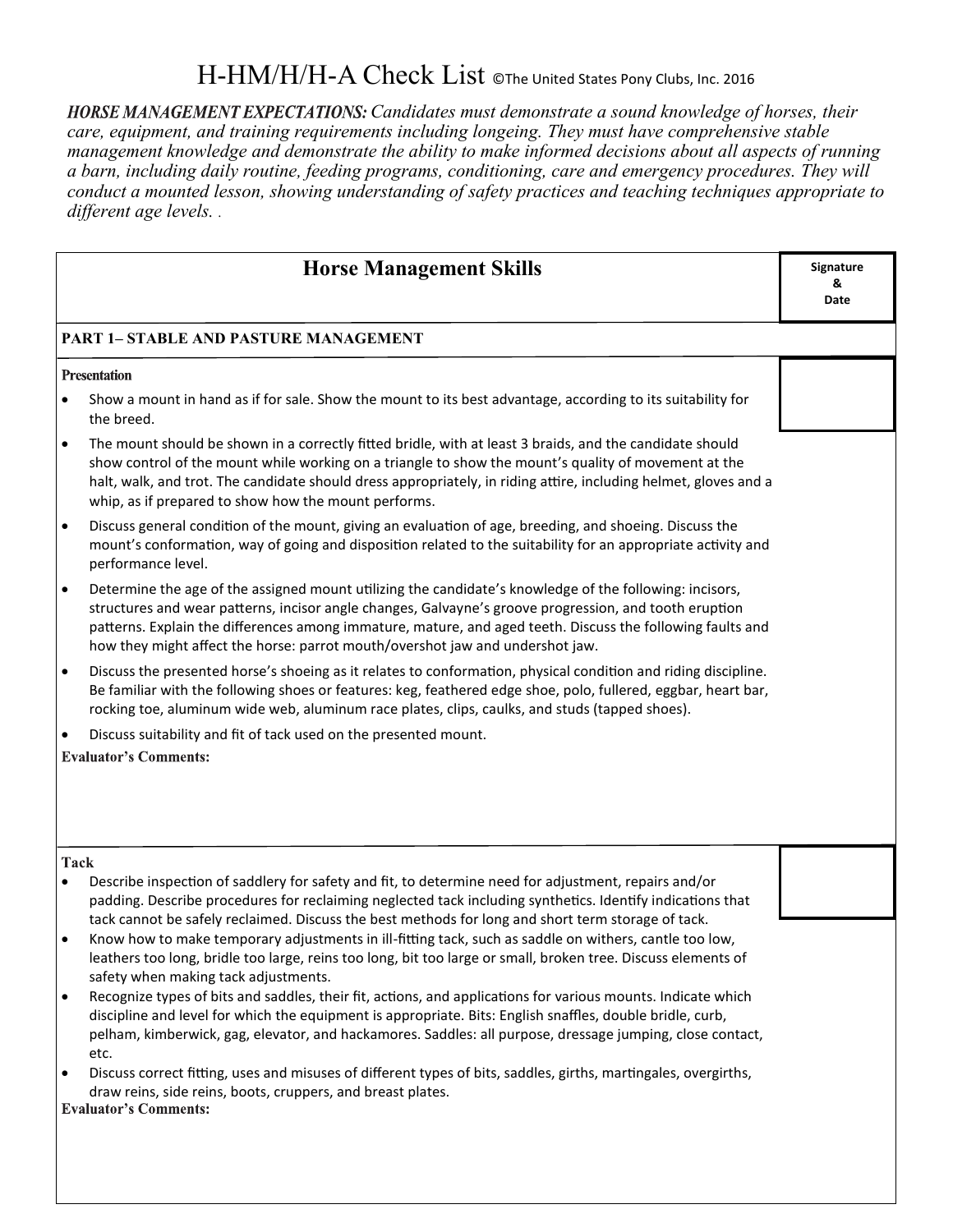# H-HM/H/H-A Check List ©The United States Pony Clubs, Inc. 2016

***HORSE MANAGEMENT EXPECTATIONS:*** *Candidates must demonstrate a sound knowledge of horses, their care, equipment, and training requirements including longeing. They must have comprehensive stable management knowledge and demonstrate the ability to make informed decisions about all aspects of running a barn, including daily routine, feeding programs, conditioning, care and emergency procedures. They will conduct a mounted lesson, showing understanding of safety practices and teaching techniques appropriate to different age levels. .*

## Horse Management Skills

**Signature & Date**

### PART 1– STABLE AND PASTURE MANAGEMENT

**Presentation**

- Show a mount in hand as if for sale. Show the mount to its best advantage, according to its suitability for the breed.
- The mount should be shown in a correctly fitted bridle, with at least 3 braids, and the candidate should show control of the mount while working on a triangle to show the mount's quality of movement at the halt, walk, and trot. The candidate should dress appropriately, in riding attire, including helmet, gloves and a whip, as if prepared to show how the mount performs.
- Discuss general condition of the mount, giving an evaluation of age, breeding, and shoeing. Discuss the mount's conformation, way of going and disposition related to the suitability for an appropriate activity and performance level.
- Determine the age of the assigned mount utilizing the candidate's knowledge of the following: incisors, structures and wear patterns, incisor angle changes, Galvayne's groove progression, and tooth eruption patterns. Explain the differences among immature, mature, and aged teeth. Discuss the following faults and how they might affect the horse: parrot mouth/overshot jaw and undershot jaw.
- Discuss the presented horse's shoeing as it relates to conformation, physical condition and riding discipline. Be familiar with the following shoes or features: keg, feathered edge shoe, polo, fullered, eggbar, heart bar, rocking toe, aluminum wide web, aluminum race plates, clips, caulks, and studs (tapped shoes).
- Discuss suitability and fit of tack used on the presented mount.

**Evaluator's Comments:**

**Tack**

- Describe inspection of saddlery for safety and fit, to determine need for adjustment, repairs and/or padding. Describe procedures for reclaiming neglected tack including synthetics. Identify indications that tack cannot be safely reclaimed. Discuss the best methods for long and short term storage of tack.
- Know how to make temporary adjustments in ill-fitting tack, such as saddle on withers, cantle too low, leathers too long, bridle too large, reins too long, bit too large or small, broken tree. Discuss elements of safety when making tack adjustments.
- Recognize types of bits and saddles, their fit, actions, and applications for various mounts. Indicate which discipline and level for which the equipment is appropriate. Bits: English snaffles, double bridle, curb, pelham, kimberwick, gag, elevator, and hackamores. Saddles: all purpose, dressage jumping, close contact, etc.
- Discuss correct fitting, uses and misuses of different types of bits, saddles, girths, martingales, overgirths, draw reins, side reins, boots, cruppers, and breast plates.

**Evaluator's Comments:**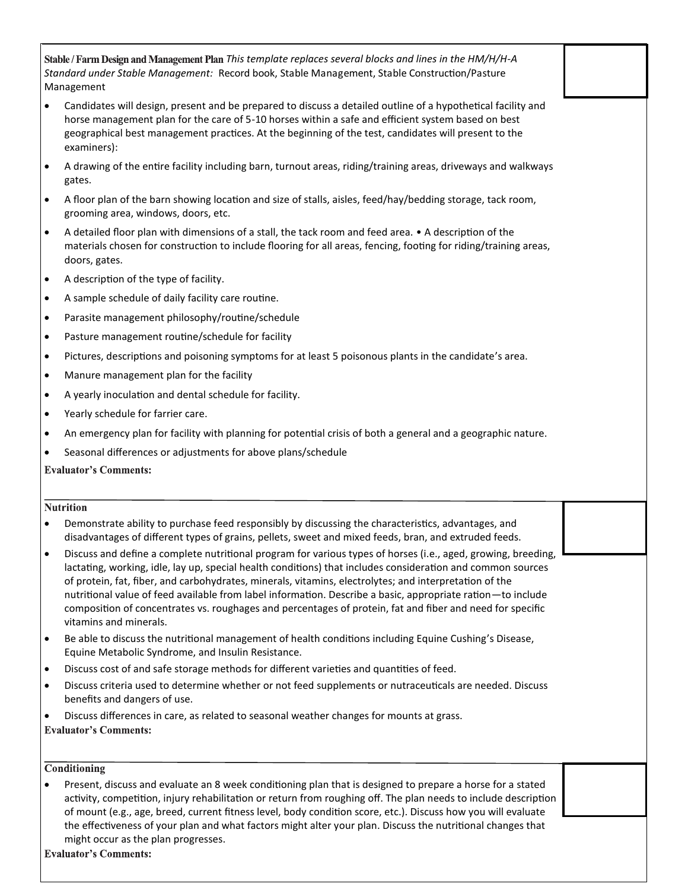**Stable / Farm Design and Management Plan** *This template replaces several blocks and lines in the HM/H/H-A Standard under Stable Management:* Record book, Stable Management, Stable Construction/Pasture Management

- Candidates will design, present and be prepared to discuss a detailed outline of a hypothetical facility and horse management plan for the care of 5-10 horses within a safe and efficient system based on best geographical best management practices. At the beginning of the test, candidates will present to the examiners):
- A drawing of the entire facility including barn, turnout areas, riding/training areas, driveways and walkways gates.
- A floor plan of the barn showing location and size of stalls, aisles, feed/hay/bedding storage, tack room, grooming area, windows, doors, etc.
- A detailed floor plan with dimensions of a stall, the tack room and feed area. • A description of the materials chosen for construction to include flooring for all areas, fencing, footing for riding/training areas, doors, gates.
- A description of the type of facility.
- A sample schedule of daily facility care routine.
- Parasite management philosophy/routine/schedule
- Pasture management routine/schedule for facility
- Pictures, descriptions and poisoning symptoms for at least 5 poisonous plants in the candidate's area.
- Manure management plan for the facility
- A yearly inoculation and dental schedule for facility.
- Yearly schedule for farrier care.
- An emergency plan for facility with planning for potential crisis of both a general and a geographic nature.
- Seasonal differences or adjustments for above plans/schedule

**Evaluator's Comments:**

---

**Nutrition**

- Demonstrate ability to purchase feed responsibly by discussing the characteristics, advantages, and disadvantages of different types of grains, pellets, sweet and mixed feeds, bran, and extruded feeds.
- Discuss and define a complete nutritional program for various types of horses (i.e., aged, growing, breeding, lactating, working, idle, lay up, special health conditions) that includes consideration and common sources of protein, fat, fiber, and carbohydrates, minerals, vitamins, electrolytes; and interpretation of the nutritional value of feed available from label information. Describe a basic, appropriate ration—to include composition of concentrates vs. roughages and percentages of protein, fat and fiber and need for specific vitamins and minerals.
- Be able to discuss the nutritional management of health conditions including Equine Cushing's Disease, Equine Metabolic Syndrome, and Insulin Resistance.
- Discuss cost of and safe storage methods for different varieties and quantities of feed.
- Discuss criteria used to determine whether or not feed supplements or nutraceuticals are needed. Discuss benefits and dangers of use.
- Discuss differences in care, as related to seasonal weather changes for mounts at grass.

**Evaluator's Comments:**

---

**Conditioning**

- Present, discuss and evaluate an 8 week conditioning plan that is designed to prepare a horse for a stated activity, competition, injury rehabilitation or return from roughing off. The plan needs to include description of mount (e.g., age, breed, current fitness level, body condition score, etc.). Discuss how you will evaluate the effectiveness of your plan and what factors might alter your plan. Discuss the nutritional changes that might occur as the plan progresses.

**Evaluator's Comments:**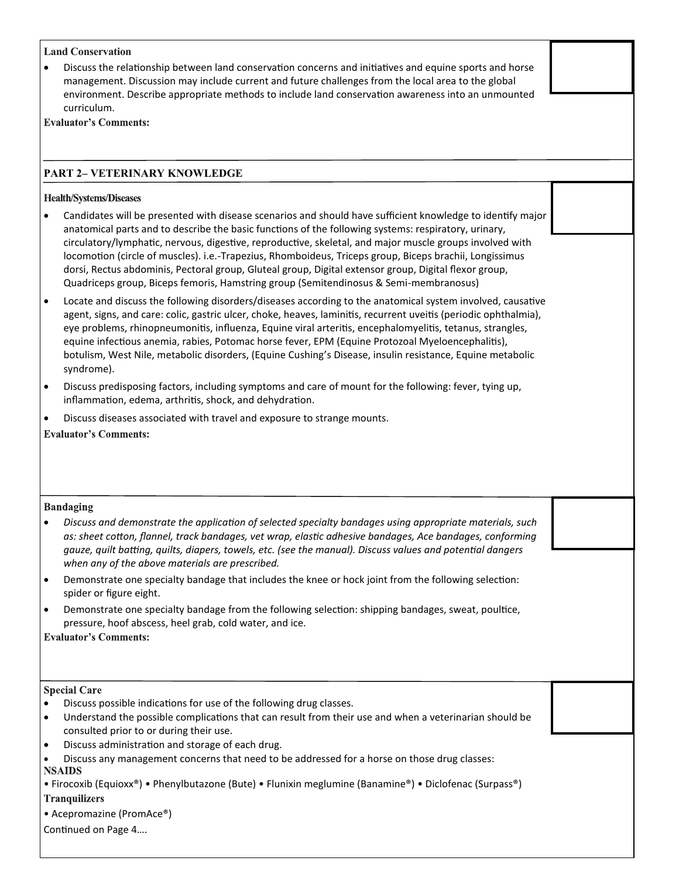**Land Conservation**

- Discuss the relationship between land conservation concerns and initiatives and equine sports and horse management. Discussion may include current and future challenges from the local area to the global environment. Describe appropriate methods to include land conservation awareness into an unmounted curriculum.

**Evaluator's Comments:**

## PART 2– VETERINARY KNOWLEDGE

**Health/Systems/Diseases**

- Candidates will be presented with disease scenarios and should have sufficient knowledge to identify major anatomical parts and to describe the basic functions of the following systems: respiratory, urinary, circulatory/lymphatic, nervous, digestive, reproductive, skeletal, and major muscle groups involved with locomotion (circle of muscles). i.e.-Trapezius, Rhomboideus, Triceps group, Biceps brachii, Longissimus dorsi, Rectus abdominis, Pectoral group, Gluteal group, Digital extensor group, Digital flexor group, Quadriceps group, Biceps femoris, Hamstring group (Semitendinosus & Semi-membranosus)
- Locate and discuss the following disorders/diseases according to the anatomical system involved, causative agent, signs, and care: colic, gastric ulcer, choke, heaves, laminitis, recurrent uveitis (periodic ophthalmia), eye problems, rhinopneumonitis, influenza, Equine viral arteritis, encephalomyelitis, tetanus, strangles, equine infectious anemia, rabies, Potomac horse fever, EPM (Equine Protozoal Myeloencephalitis), botulism, West Nile, metabolic disorders, (Equine Cushing's Disease, insulin resistance, Equine metabolic syndrome).
- Discuss predisposing factors, including symptoms and care of mount for the following: fever, tying up, inflammation, edema, arthritis, shock, and dehydration.
- Discuss diseases associated with travel and exposure to strange mounts.

**Evaluator's Comments:**

**Bandaging**

- *Discuss and demonstrate the application of selected specialty bandages using appropriate materials, such as: sheet cotton, flannel, track bandages, vet wrap, elastic adhesive bandages, Ace bandages, conforming gauze, quilt batting, quilts, diapers, towels, etc. (see the manual). Discuss values and potential dangers when any of the above materials are prescribed.*
- Demonstrate one specialty bandage that includes the knee or hock joint from the following selection: spider or figure eight.
- Demonstrate one specialty bandage from the following selection: shipping bandages, sweat, poultice, pressure, hoof abscess, heel grab, cold water, and ice.

**Evaluator's Comments:**

**Special Care**

- Discuss possible indications for use of the following drug classes.
- Understand the possible complications that can result from their use and when a veterinarian should be consulted prior to or during their use.
- Discuss administration and storage of each drug.
- Discuss any management concerns that need to be addressed for a horse on those drug classes:

**NSAIDS**

• Firocoxib (Equioxx®) • Phenylbutazone (Bute) • Flunixin meglumine (Banamine®) • Diclofenac (Surpass®)

**Tranquilizers**

• Acepromazine (PromAce®)

Continued on Page 4….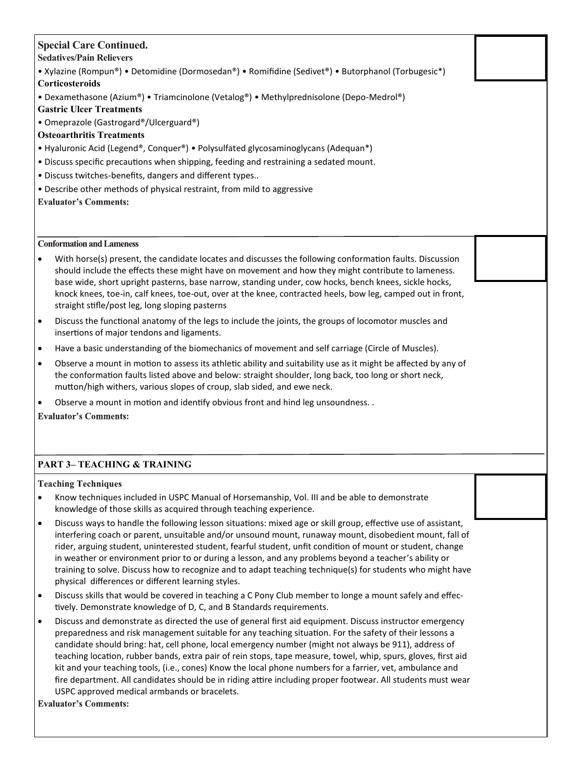**Special Care Continued.**

**Sedatives/Pain Relievers**

• Xylazine (Rompun®) • Detomidine (Dormosedan®) • Romifidine (Sedivet®) • Butorphanol (Torbugesic*)

**Corticosteroids**

• Dexamethasone (Azium®) • Triamcinolone (Vetalog®) • Methylprednisolone (Depo-Medrol®)

**Gastric Ulcer Treatments**

• Omeprazole (Gastrogard®/Ulcerguard®)

**Osteoarthritis Treatments**

• Hyaluronic Acid (Legend®, Conquer®) • Polysulfated glycosaminoglycans (Adequan*)

• Discuss specific precautions when shipping, feeding and restraining a sedated mount.

• Discuss twitches-benefits, dangers and different types..

• Describe other methods of physical restraint, from mild to aggressive

**Evaluator's Comments:**

**Conformation and Lameness**

- With horse(s) present, the candidate locates and discusses the following conformation faults. Discussion should include the effects these might have on movement and how they might contribute to lameness. base wide, short upright pasterns, base narrow, standing under, cow hocks, bench knees, sickle hocks, knock knees, toe-in, calf knees, toe-out, over at the knee, contracted heels, bow leg, camped out in front, straight stifle/post leg, long sloping pasterns
- Discuss the functional anatomy of the legs to include the joints, the groups of locomotor muscles and insertions of major tendons and ligaments.
- Have a basic understanding of the biomechanics of movement and self carriage (Circle of Muscles).
- Observe a mount in motion to assess its athletic ability and suitability use as it might be affected by any of the conformation faults listed above and below: straight shoulder, long back, too long or short neck, mutton/high withers, various slopes of croup, slab sided, and ewe neck.
- Observe a mount in motion and identify obvious front and hind leg unsoundness. .

**Evaluator's Comments:**

## PART 3– TEACHING & TRAINING

**Teaching Techniques**

- Know techniques included in USPC Manual of Horsemanship, Vol. III and be able to demonstrate knowledge of those skills as acquired through teaching experience.
- Discuss ways to handle the following lesson situations: mixed age or skill group, effective use of assistant, interfering coach or parent, unsuitable and/or unsound mount, runaway mount, disobedient mount, fall of rider, arguing student, uninterested student, fearful student, unfit condition of mount or student, change in weather or environment prior to or during a lesson, and any problems beyond a teacher's ability or training to solve. Discuss how to recognize and to adapt teaching technique(s) for students who might have physical differences or different learning styles.
- Discuss skills that would be covered in teaching a C Pony Club member to longe a mount safely and effectively. Demonstrate knowledge of D, C, and B Standards requirements.
- Discuss and demonstrate as directed the use of general first aid equipment. Discuss instructor emergency preparedness and risk management suitable for any teaching situation. For the safety of their lessons a candidate should bring: hat, cell phone, local emergency number (might not always be 911), address of teaching location, rubber bands, extra pair of rein stops, tape measure, towel, whip, spurs, gloves, first aid kit and your teaching tools, (i.e., cones) Know the local phone numbers for a farrier, vet, ambulance and fire department. All candidates should be in riding attire including proper footwear. All students must wear USPC approved medical armbands or bracelets.

**Evaluator's Comments:**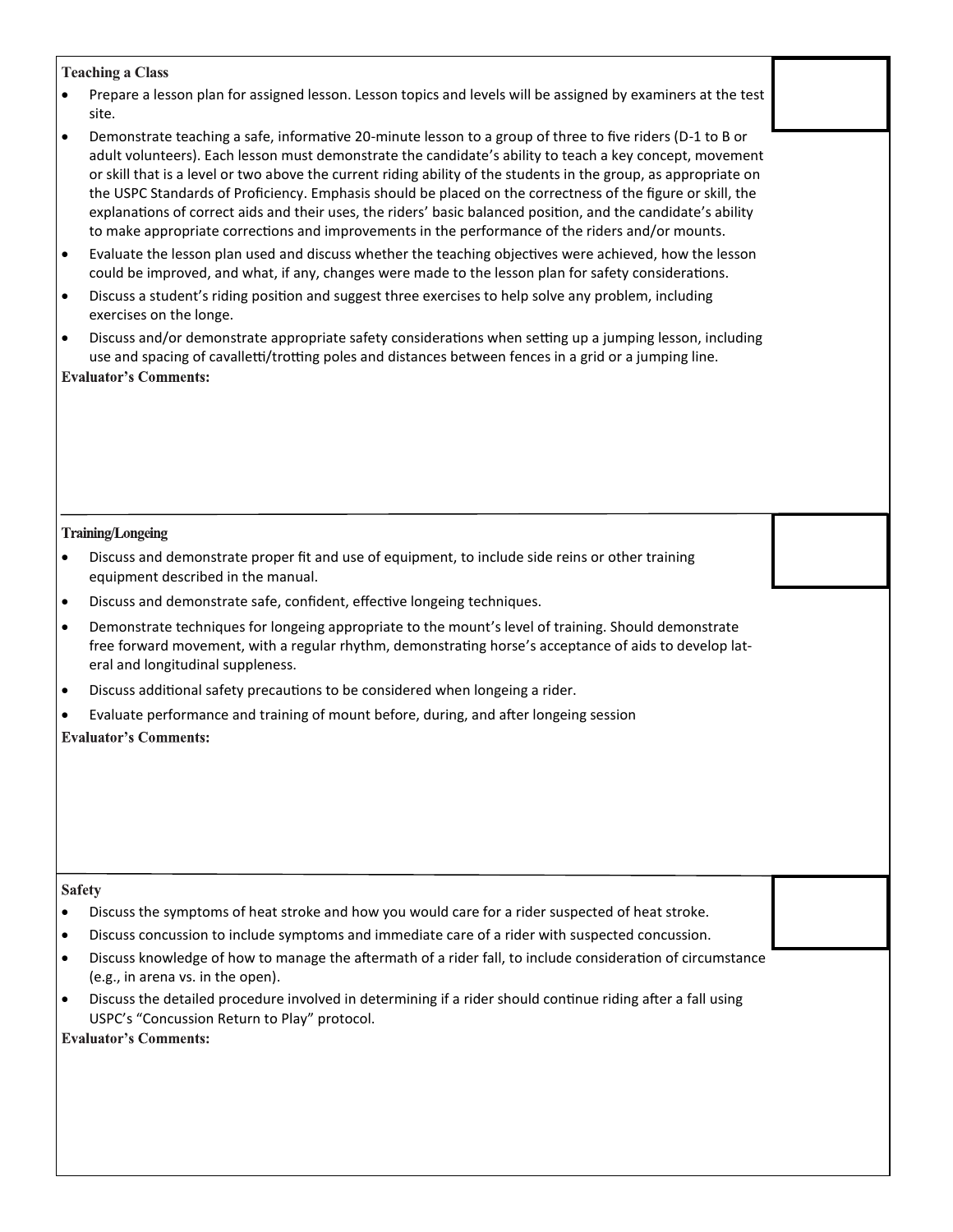### Teaching a Class

- Prepare a lesson plan for assigned lesson. Lesson topics and levels will be assigned by examiners at the test site.
- Demonstrate teaching a safe, informative 20-minute lesson to a group of three to five riders (D-1 to B or adult volunteers). Each lesson must demonstrate the candidate's ability to teach a key concept, movement or skill that is a level or two above the current riding ability of the students in the group, as appropriate on the USPC Standards of Proficiency. Emphasis should be placed on the correctness of the figure or skill, the explanations of correct aids and their uses, the riders' basic balanced position, and the candidate's ability to make appropriate corrections and improvements in the performance of the riders and/or mounts.
- Evaluate the lesson plan used and discuss whether the teaching objectives were achieved, how the lesson could be improved, and what, if any, changes were made to the lesson plan for safety considerations.
- Discuss a student's riding position and suggest three exercises to help solve any problem, including exercises on the longe.
- Discuss and/or demonstrate appropriate safety considerations when setting up a jumping lesson, including use and spacing of cavalletti/trotting poles and distances between fences in a grid or a jumping line.

**Evaluator's Comments:**

### Training/Longeing

- Discuss and demonstrate proper fit and use of equipment, to include side reins or other training equipment described in the manual.
- Discuss and demonstrate safe, confident, effective longeing techniques.
- Demonstrate techniques for longeing appropriate to the mount's level of training. Should demonstrate free forward movement, with a regular rhythm, demonstrating horse's acceptance of aids to develop lateral and longitudinal suppleness.
- Discuss additional safety precautions to be considered when longeing a rider.
- Evaluate performance and training of mount before, during, and after longeing session

**Evaluator's Comments:**

### Safety

- Discuss the symptoms of heat stroke and how you would care for a rider suspected of heat stroke.
- Discuss concussion to include symptoms and immediate care of a rider with suspected concussion.
- Discuss knowledge of how to manage the aftermath of a rider fall, to include consideration of circumstance (e.g., in arena vs. in the open).
- Discuss the detailed procedure involved in determining if a rider should continue riding after a fall using USPC's "Concussion Return to Play" protocol.

**Evaluator's Comments:**